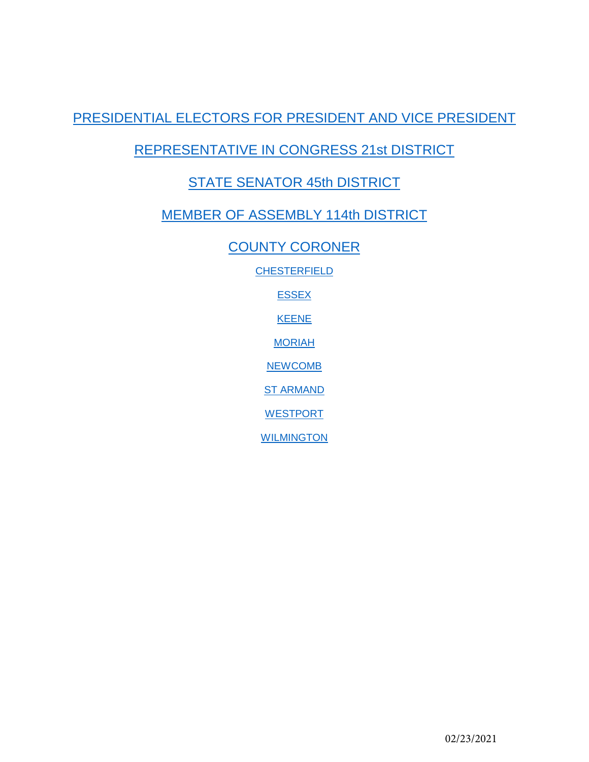PRESIDENTIAL ELECTORS FOR PRESIDENT AND VICE PRESIDENT

REPRESENTATIVE IN CONGRESS 21st DISTRICT

STATE SENATOR 45th DISTRICT

MEMBER OF ASSEMBLY 114th DISTRICT

COUNTY CORONER

CHESTERFIELD

ESSEX

KEENE

MORIAH

NEWCOMB

ST ARMAND

WESTPORT

WILMINGTON

02/23/2021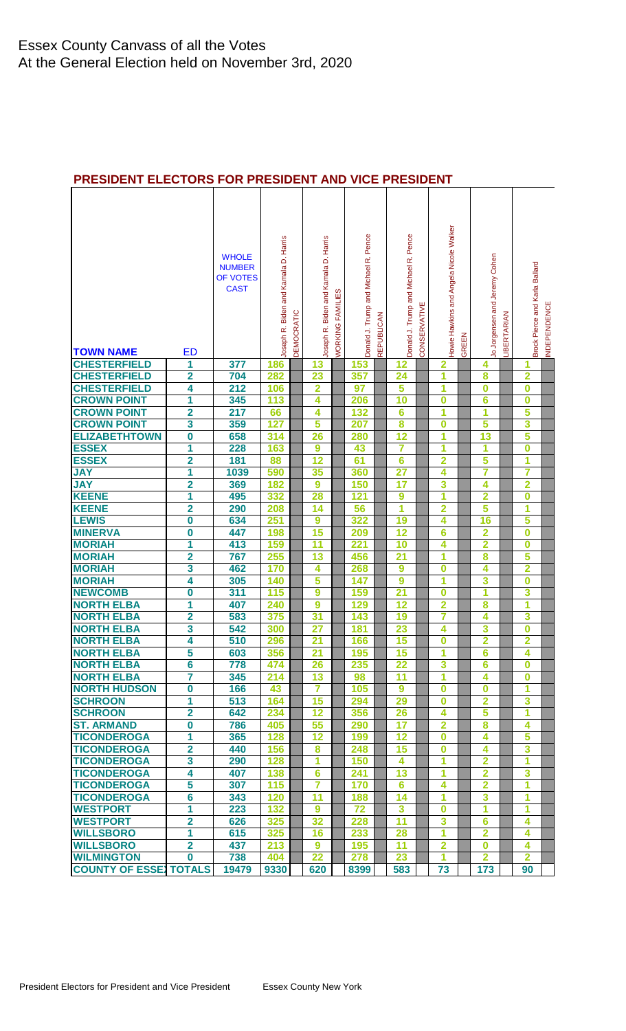# Essex County Canvass of all the Votes
# At the General Election held on November 3rd, 2020

## PRESIDENT ELECTORS FOR PRESIDENT AND VICE PRESIDENT

| TOWN NAME | ED | WHOLE NUMBER OF VOTES CAST | Joseph R. Biden and Kamala D. Harris | DEMOCRATIC | Joseph R. Biden and Kamala D. Harris | WORKING FAMILIES | Donald J. Trump and Michael R. Pence | REPUBLICAN | Donald J. Trump and Michael R. Pence | CONSERVATIVE | Howie Hawkins and Angela Nicole Walker | GREEN | Jo Jorgensen and Jeremy Cohen | LIBERTARIAN | Brock Pierce and Karla Ballard | INDEPENDENCE |
|---|---|---|---|---|---|---|---|---|---|---|---|---|---|---|---|---|
| CHESTERFIELD | 1 | 377 | 186 | | 13 | | 153 | | 12 | | 2 | | 4 | | 1 | |
| CHESTERFIELD | 2 | 704 | 282 | | 23 | | 357 | | 24 | | 1 | | 8 | | 2 | |
| CHESTERFIELD | 4 | 212 | 106 | | 2 | | 97 | | 5 | | 1 | | 0 | | 0 | |
| CROWN POINT | 1 | 345 | 113 | | 4 | | 206 | | 10 | | 0 | | 6 | | 0 | |
| CROWN POINT | 2 | 217 | 66 | | 4 | | 132 | | 6 | | 1 | | 1 | | 5 | |
| CROWN POINT | 3 | 359 | 127 | | 5 | | 207 | | 8 | | 0 | | 5 | | 3 | |
| ELIZABETHTOWN | 0 | 658 | 314 | | 26 | | 280 | | 12 | | 1 | | 13 | | 5 | |
| ESSEX | 1 | 228 | 163 | | 9 | | 43 | | 7 | | 1 | | 1 | | 0 | |
| ESSEX | 2 | 181 | 88 | | 12 | | 61 | | 6 | | 2 | | 5 | | 1 | |
| JAY | 1 | 1039 | 590 | | 35 | | 360 | | 27 | | 4 | | 7 | | 7 | |
| JAY | 2 | 369 | 182 | | 9 | | 150 | | 17 | | 3 | | 4 | | 2 | |
| KEENE | 1 | 495 | 332 | | 28 | | 121 | | 9 | | 1 | | 2 | | 0 | |
| KEENE | 2 | 290 | 208 | | 14 | | 56 | | 1 | | 2 | | 5 | | 1 | |
| LEWIS | 0 | 634 | 251 | | 9 | | 322 | | 19 | | 4 | | 16 | | 5 | |
| MINERVA | 0 | 447 | 198 | | 15 | | 209 | | 12 | | 6 | | 2 | | 0 | |
| MORIAH | 1 | 413 | 159 | | 11 | | 221 | | 10 | | 4 | | 2 | | 0 | |
| MORIAH | 2 | 767 | 255 | | 13 | | 456 | | 21 | | 1 | | 8 | | 5 | |
| MORIAH | 3 | 462 | 170 | | 4 | | 268 | | 9 | | 0 | | 4 | | 2 | |
| MORIAH | 4 | 305 | 140 | | 5 | | 147 | | 9 | | 1 | | 3 | | 0 | |
| NEWCOMB | 0 | 311 | 115 | | 9 | | 159 | | 21 | | 0 | | 1 | | 3 | |
| NORTH ELBA | 1 | 407 | 240 | | 9 | | 129 | | 12 | | 2 | | 8 | | 1 | |
| NORTH ELBA | 2 | 583 | 375 | | 31 | | 143 | | 19 | | 7 | | 4 | | 3 | |
| NORTH ELBA | 3 | 542 | 300 | | 27 | | 181 | | 23 | | 4 | | 3 | | 0 | |
| NORTH ELBA | 4 | 510 | 296 | | 21 | | 166 | | 15 | | 0 | | 2 | | 2 | |
| NORTH ELBA | 5 | 603 | 356 | | 21 | | 195 | | 15 | | 1 | | 6 | | 4 | |
| NORTH ELBA | 6 | 778 | 474 | | 26 | | 235 | | 22 | | 3 | | 6 | | 0 | |
| NORTH ELBA | 7 | 345 | 214 | | 13 | | 98 | | 11 | | 1 | | 4 | | 0 | |
| NORTH HUDSON | 0 | 166 | 43 | | 7 | | 105 | | 9 | | 0 | | 0 | | 1 | |
| SCHROON | 1 | 513 | 164 | | 15 | | 294 | | 29 | | 0 | | 2 | | 3 | |
| SCHROON | 2 | 642 | 234 | | 12 | | 356 | | 26 | | 4 | | 5 | | 1 | |
| ST. ARMAND | 0 | 786 | 405 | | 55 | | 290 | | 17 | | 2 | | 8 | | 4 | |
| TICONDEROGA | 1 | 365 | 128 | | 12 | | 199 | | 12 | | 0 | | 4 | | 5 | |
| TICONDEROGA | 2 | 440 | 156 | | 8 | | 248 | | 15 | | 0 | | 4 | | 3 | |
| TICONDEROGA | 3 | 290 | 128 | | 1 | | 150 | | 4 | | 1 | | 2 | | 1 | |
| TICONDEROGA | 4 | 407 | 138 | | 6 | | 241 | | 13 | | 1 | | 2 | | 3 | |
| TICONDEROGA | 5 | 307 | 115 | | 7 | | 170 | | 6 | | 4 | | 2 | | 1 | |
| TICONDEROGA | 6 | 343 | 120 | | 11 | | 188 | | 14 | | 1 | | 3 | | 1 | |
| WESTPORT | 1 | 223 | 132 | | 9 | | 72 | | 3 | | 0 | | 1 | | 1 | |
| WESTPORT | 2 | 626 | 325 | | 32 | | 228 | | 11 | | 3 | | 6 | | 4 | |
| WILLSBORO | 1 | 615 | 325 | | 16 | | 233 | | 28 | | 1 | | 2 | | 4 | |
| WILLSBORO | 2 | 437 | 213 | | 9 | | 195 | | 11 | | 2 | | 0 | | 4 | |
| WILMINGTON | 0 | 738 | 404 | | 22 | | 278 | | 23 | | 1 | | 2 | | 2 | |
| COUNTY OF ESSEX | TOTALS | 19479 | 9330 | | 620 | | 8399 | | 583 | | 73 | | 173 | | 90 | |

President Electors for President and Vice President Essex County New York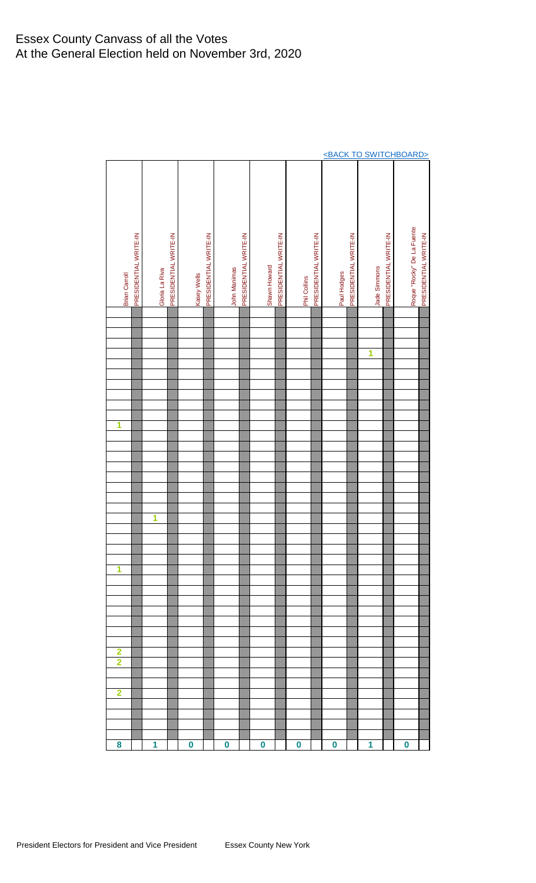# Essex County Canvass of all the Votes
# At the General Election held on November 3rd, 2020

<BACK TO SWITCHBOARD>

| Brian Carroll | PRESIDENTIAL WRITE-IN | Gloria La Riva | PRESIDENTIAL WRITE-IN | Kasey Wells | PRESIDENTIAL WRITE-IN | John Manimas | PRESIDENTIAL WRITE-IN | Shawn Howard | PRESIDENTIAL WRITE-IN | Phil Collins | PRESIDENTIAL WRITE-IN | Paul Hodges | PRESIDENTIAL WRITE-IN | Jade Simmons | PRESIDENTIAL WRITE-IN | Roque "Rocky" De La Fuente | PRESIDENTIAL WRITE-IN |
|---|---|---|---|---|---|---|---|---|---|---|---|---|---|---|---|---|---|
| | | | | | | | | | | | | | | | | | |
| | | | | | | | | | | | | | | | | | |
| | | | | | | | | | | | | | | | | | |
| | | | | | | | | | | | | | | | | | |
| | | | | | | | | | | | | | | 1 | | | |
| | | | | | | | | | | | | | | | | | |
| | | | | | | | | | | | | | | | | | |
| | | | | | | | | | | | | | | | | | |
| | | | | | | | | | | | | | | | | | |
| | | | | | | | | | | | | | | | | | |
| | | | | | | | | | | | | | | | | | |
| 1 | | | | | | | | | | | | | | | | | |
| | | | | | | | | | | | | | | | | | |
| | | | | | | | | | | | | | | | | | |
| | | | | | | | | | | | | | | | | | |
| | | | | | | | | | | | | | | | | | |
| | | | | | | | | | | | | | | | | | |
| | | | | | | | | | | | | | | | | | |
| | | | | | | | | | | | | | | | | | |
| | | | | | | | | | | | | | | | | | |
| | | 1 | | | | | | | | | | | | | | | |
| | | | | | | | | | | | | | | | | | |
| | | | | | | | | | | | | | | | | | |
| | | | | | | | | | | | | | | | | | |
| | | | | | | | | | | | | | | | | | |
| 1 | | | | | | | | | | | | | | | | | |
| | | | | | | | | | | | | | | | | | |
| | | | | | | | | | | | | | | | | | |
| | | | | | | | | | | | | | | | | | |
| | | | | | | | | | | | | | | | | | |
| | | | | | | | | | | | | | | | | | |
| | | | | | | | | | | | | | | | | | |
| | | | | | | | | | | | | | | | | | |
| 2 | | | | | | | | | | | | | | | | | |
| 2 | | | | | | | | | | | | | | | | | |
| | | | | | | | | | | | | | | | | | |
| | | | | | | | | | | | | | | | | | |
| 2 | | | | | | | | | | | | | | | | | |
| | | | | | | | | | | | | | | | | | |
| | | | | | | | | | | | | | | | | | |
| | | | | | | | | | | | | | | | | | |
| | | | | | | | | | | | | | | | | | |
| 8 | | 1 | | 0 | | 0 | | 0 | | 0 | | 0 | | 1 | | 0 | |

President Electors for President and Vice President Essex County New York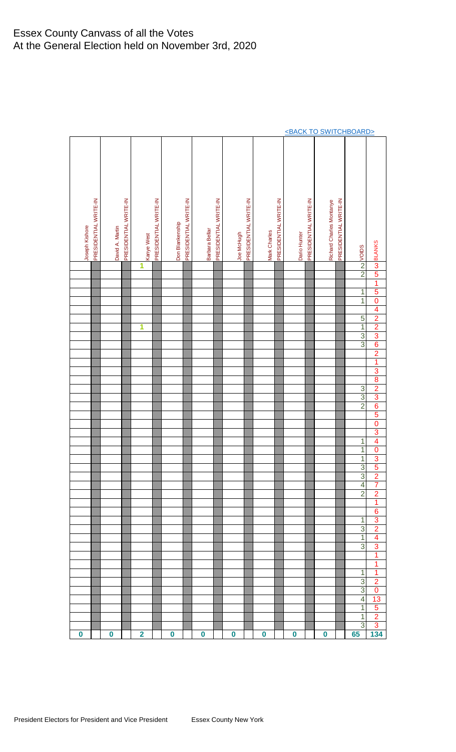# Essex County Canvass of all the Votes
# At the General Election held on November 3rd, 2020

<BACK TO SWITCHBOARD>

| Joseph Kishore | PRESIDENTIAL WRITE-IN | David A. Martin | PRESIDENTIAL WRITE-IN | Kanye West | PRESIDENTIAL WRITE-IN | Don Blankenship | PRESIDENTIAL WRITE-IN | Barbara Bellar | PRESIDENTIAL WRITE-IN | Joe McHugh | PRESIDENTIAL WRITE-IN | Mark Charles | PRESIDENTIAL WRITE-IN | Dario Hunter | PRESIDENTIAL WRITE-IN | Richard Charles Montanye | PRESIDENTIAL WRITE-IN | VOIDS | BLANKS |
|---|---|---|---|---|---|---|---|---|---|---|---|---|---|---|---|---|---|---|---|
| | | | | 1 | | | | | | | | | | | | | | 2 | 3 |
| | | | | | | | | | | | | | | | | | | 2 | 5 |
| | | | | | | | | | | | | | | | | | | | 1 |
| | | | | | | | | | | | | | | | | | | 1 | 5 |
| | | | | | | | | | | | | | | | | | | 1 | 0 |
| | | | | | | | | | | | | | | | | | | | 4 |
| | | | | | | | | | | | | | | | | | | 5 | 2 |
| | | | | 1 | | | | | | | | | | | | | | 1 | 2 |
| | | | | | | | | | | | | | | | | | | 3 | 3 |
| | | | | | | | | | | | | | | | | | | 3 | 6 |
| | | | | | | | | | | | | | | | | | | | 2 |
| | | | | | | | | | | | | | | | | | | | 1 |
| | | | | | | | | | | | | | | | | | | | 3 |
| | | | | | | | | | | | | | | | | | | | 8 |
| | | | | | | | | | | | | | | | | | | 3 | 2 |
| | | | | | | | | | | | | | | | | | | 3 | 3 |
| | | | | | | | | | | | | | | | | | | 2 | 6 |
| | | | | | | | | | | | | | | | | | | | 5 |
| | | | | | | | | | | | | | | | | | | | 0 |
| | | | | | | | | | | | | | | | | | | | 3 |
| | | | | | | | | | | | | | | | | | | 1 | 4 |
| | | | | | | | | | | | | | | | | | | 1 | 0 |
| | | | | | | | | | | | | | | | | | | 1 | 3 |
| | | | | | | | | | | | | | | | | | | 3 | 5 |
| | | | | | | | | | | | | | | | | | | 3 | 2 |
| | | | | | | | | | | | | | | | | | | 4 | 7 |
| | | | | | | | | | | | | | | | | | | 2 | 2 |
| | | | | | | | | | | | | | | | | | | | 1 |
| | | | | | | | | | | | | | | | | | | | 6 |
| | | | | | | | | | | | | | | | | | | 1 | 3 |
| | | | | | | | | | | | | | | | | | | 3 | 2 |
| | | | | | | | | | | | | | | | | | | 1 | 4 |
| | | | | | | | | | | | | | | | | | | 3 | 3 |
| | | | | | | | | | | | | | | | | | | | 1 |
| | | | | | | | | | | | | | | | | | | | 1 |
| | | | | | | | | | | | | | | | | | | 1 | 1 |
| | | | | | | | | | | | | | | | | | | 3 | 2 |
| | | | | | | | | | | | | | | | | | | 3 | 0 |
| | | | | | | | | | | | | | | | | | | 4 | 13 |
| | | | | | | | | | | | | | | | | | | 1 | 5 |
| | | | | | | | | | | | | | | | | | | 1 | 2 |
| | | | | | | | | | | | | | | | | | | 3 | 3 |
| **0** | | **0** | | **2** | | **0** | | **0** | | **0** | | **0** | | **0** | | **0** | | **65** | **134** |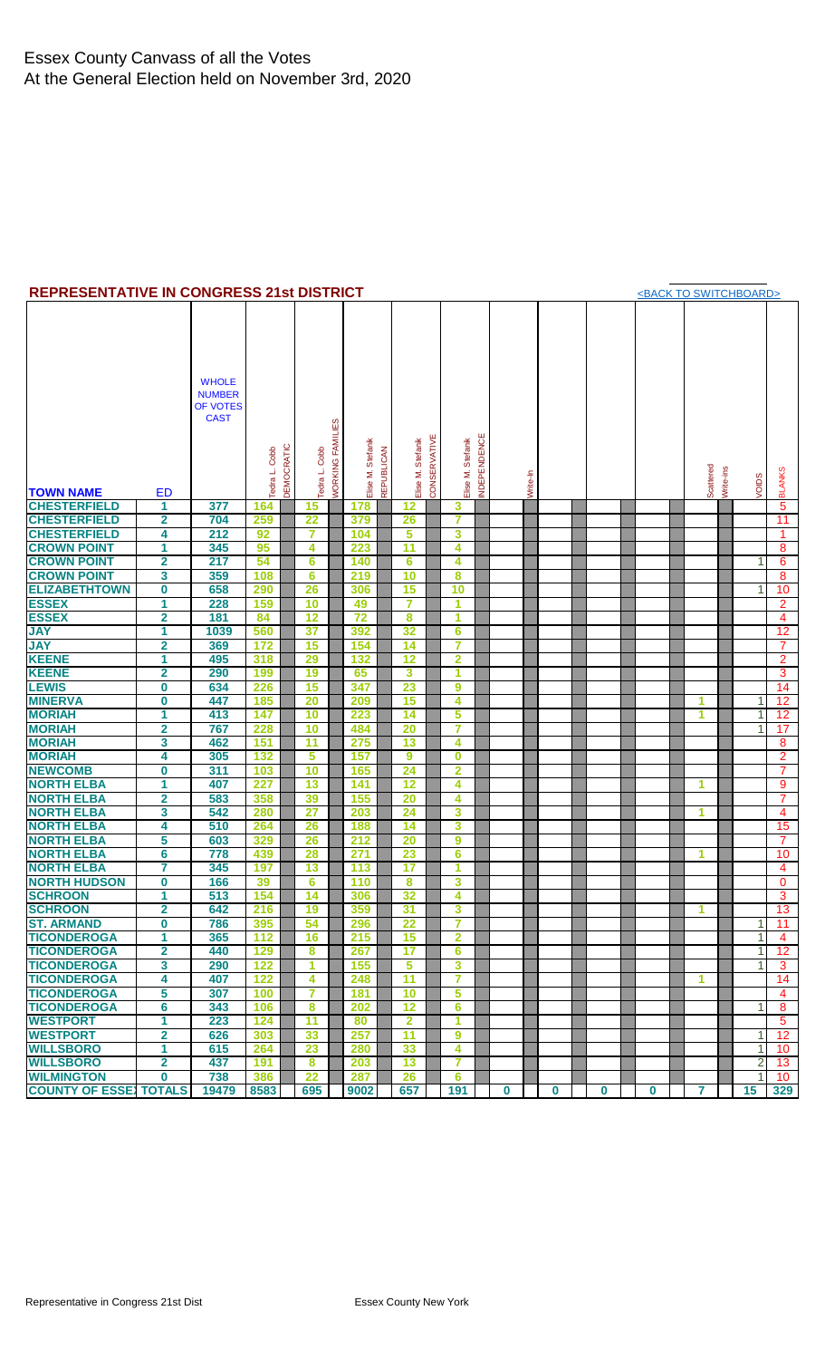# Essex County Canvass of all the Votes
At the General Election held on November 3rd, 2020

## REPRESENTATIVE IN CONGRESS 21st DISTRICT

<BACK TO SWITCHBOARD>

| TOWN NAME | ED | WHOLE NUMBER OF VOTES CAST | Tedra L. Cobb DEMOCRATIC | Tedra L. Cobb WORKING FAMILIES | Elise M. Stefanik REPUBLICAN | Elise M. Stefanik CONSERVATIVE | Elise M. Stefanik INDEPENDENCE | Write-In | | | | Scattered Write-ins | VOIDS | BLANKS |
|---|---|---|---|---|---|---|---|---|---|---|---|---|---|---|
| CHESTERFIELD | 1 | 377 | 164 | 15 | 178 | 12 | 3 | | | | | | | 5 |
| CHESTERFIELD | 2 | 704 | 259 | 22 | 379 | 26 | 7 | | | | | | | 11 |
| CHESTERFIELD | 4 | 212 | 92 | 7 | 104 | 5 | 3 | | | | | | | 1 |
| CROWN POINT | 1 | 345 | 95 | 4 | 223 | 11 | 4 | | | | | | | 8 |
| CROWN POINT | 2 | 217 | 54 | 6 | 140 | 6 | 4 | | | | | | 1 | 6 |
| CROWN POINT | 3 | 359 | 108 | 6 | 219 | 10 | 8 | | | | | | | 8 |
| ELIZABETHTOWN | 0 | 658 | 290 | 26 | 306 | 15 | 10 | | | | | | 1 | 10 |
| ESSEX | 1 | 228 | 159 | 10 | 49 | 7 | 1 | | | | | | | 2 |
| ESSEX | 2 | 181 | 84 | 12 | 72 | 8 | 1 | | | | | | | 4 |
| JAY | 1 | 1039 | 560 | 37 | 392 | 32 | 6 | | | | | | | 12 |
| JAY | 2 | 369 | 172 | 15 | 154 | 14 | 7 | | | | | | | 7 |
| KEENE | 1 | 495 | 318 | 29 | 132 | 12 | 2 | | | | | | | 2 |
| KEENE | 2 | 290 | 199 | 19 | 65 | 3 | 1 | | | | | | | 3 |
| LEWIS | 0 | 634 | 226 | 15 | 347 | 23 | 9 | | | | | | | 14 |
| MINERVA | 0 | 447 | 185 | 20 | 209 | 15 | 4 | | | | | 1 | 1 | 12 |
| MORIAH | 1 | 413 | 147 | 10 | 223 | 14 | 5 | | | | | 1 | 1 | 12 |
| MORIAH | 2 | 767 | 228 | 10 | 484 | 20 | 7 | | | | | | 1 | 17 |
| MORIAH | 3 | 462 | 151 | 11 | 275 | 13 | 4 | | | | | | | 8 |
| MORIAH | 4 | 305 | 132 | 5 | 157 | 9 | 0 | | | | | | | 2 |
| NEWCOMB | 0 | 311 | 103 | 10 | 165 | 24 | 2 | | | | | | | 7 |
| NORTH ELBA | 1 | 407 | 227 | 13 | 141 | 12 | 4 | | | | | 1 | | 9 |
| NORTH ELBA | 2 | 583 | 358 | 39 | 155 | 20 | 4 | | | | | | | 7 |
| NORTH ELBA | 3 | 542 | 280 | 27 | 203 | 24 | 3 | | | | | 1 | | 4 |
| NORTH ELBA | 4 | 510 | 264 | 26 | 188 | 14 | 3 | | | | | | | 15 |
| NORTH ELBA | 5 | 603 | 329 | 26 | 212 | 20 | 9 | | | | | | | 7 |
| NORTH ELBA | 6 | 778 | 439 | 28 | 271 | 23 | 6 | | | | | 1 | | 10 |
| NORTH ELBA | 7 | 345 | 197 | 13 | 113 | 17 | 1 | | | | | | | 4 |
| NORTH HUDSON | 0 | 166 | 39 | 6 | 110 | 8 | 3 | | | | | | | 0 |
| SCHROON | 1 | 513 | 154 | 14 | 306 | 32 | 4 | | | | | | | 3 |
| SCHROON | 2 | 642 | 216 | 19 | 359 | 31 | 3 | | | | | 1 | | 13 |
| ST. ARMAND | 0 | 786 | 395 | 54 | 296 | 22 | 7 | | | | | | 1 | 11 |
| TICONDEROGA | 1 | 365 | 112 | 16 | 215 | 15 | 2 | | | | | | 1 | 4 |
| TICONDEROGA | 2 | 440 | 129 | 8 | 267 | 17 | 6 | | | | | | 1 | 12 |
| TICONDEROGA | 3 | 290 | 122 | 1 | 155 | 5 | 3 | | | | | | 1 | 3 |
| TICONDEROGA | 4 | 407 | 122 | 4 | 248 | 11 | 7 | | | | | 1 | | 14 |
| TICONDEROGA | 5 | 307 | 100 | 7 | 181 | 10 | 5 | | | | | | | 4 |
| TICONDEROGA | 6 | 343 | 106 | 8 | 202 | 12 | 6 | | | | | | 1 | 8 |
| WESTPORT | 1 | 223 | 124 | 11 | 80 | 2 | 1 | | | | | | | 5 |
| WESTPORT | 2 | 626 | 303 | 33 | 257 | 11 | 9 | | | | | | 1 | 12 |
| WILLSBORO | 1 | 615 | 264 | 23 | 280 | 33 | 4 | | | | | | 1 | 10 |
| WILLSBORO | 2 | 437 | 191 | 8 | 203 | 13 | 7 | | | | | | 2 | 13 |
| WILMINGTON | 0 | 738 | 386 | 22 | 287 | 26 | 6 | | | | | | 1 | 10 |
| COUNTY OF ESSEX | TOTALS | 19479 | 8583 | 695 | 9002 | 657 | 191 | 0 | 0 | 0 | 0 | 7 | 15 | 329 |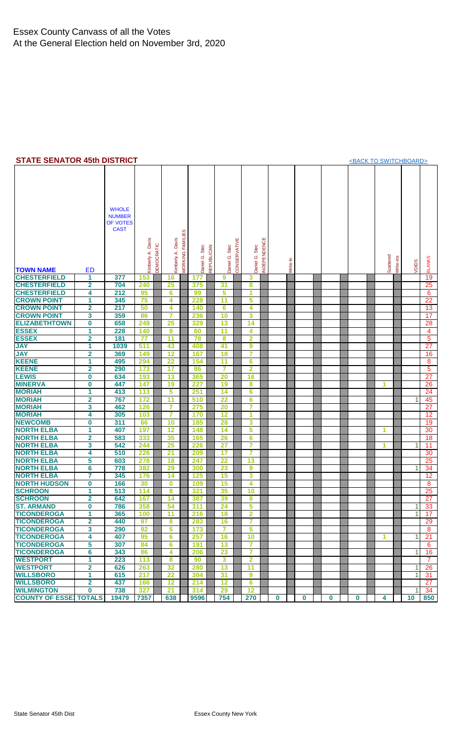# Essex County Canvass of all the Votes
At the General Election held on November 3rd, 2020

## STATE SENATOR 45th DISTRICT

<BACK TO SWITCHBOARD>

| TOWN NAME | ED | WHOLE NUMBER OF VOTES CAST | Kimberly A. Davis DEMOCRATIC | Kimberly A. Davis WORKING FAMILIES | Daniel G. Stec REPUBLICAN | Daniel G. Stec CONSERVATIVE | Daniel G. Stec INDEPENDENCE | Write-In | | | | Scattered Write-ins | VOIDS | BLANKS |
|---|---|---|---|---|---|---|---|---|---|---|---|---|---|---|
| CHESTERFIELD | 1 | 377 | 153 | 16 | 177 | 9 | 3 | | | | | | | 19 |
| CHESTERFIELD | 2 | 704 | 240 | 25 | 375 | 31 | 8 | | | | | | | 25 |
| CHESTERFIELD | 4 | 212 | 95 | 6 | 99 | 5 | 1 | | | | | | | 6 |
| CROWN POINT | 1 | 345 | 75 | 4 | 228 | 11 | 5 | | | | | | | 22 |
| CROWN POINT | 2 | 217 | 50 | 4 | 140 | 6 | 4 | | | | | | | 13 |
| CROWN POINT | 3 | 359 | 86 | 7 | 236 | 10 | 3 | | | | | | | 17 |
| ELIZABETHTOWN | 0 | 658 | 249 | 25 | 329 | 13 | 14 | | | | | | | 28 |
| ESSEX | 1 | 228 | 140 | 9 | 60 | 11 | 4 | | | | | | | 4 |
| ESSEX | 2 | 181 | 77 | 11 | 78 | 8 | 2 | | | | | | | 5 |
| JAY | 1 | 1039 | 511 | 43 | 408 | 41 | 9 | | | | | | | 27 |
| JAY | 2 | 369 | 149 | 12 | 167 | 18 | 7 | | | | | | | 16 |
| KEENE | 1 | 495 | 294 | 22 | 154 | 11 | 6 | | | | | | | 8 |
| KEENE | 2 | 290 | 173 | 17 | 86 | 7 | 2 | | | | | | | 5 |
| LEWIS | 0 | 634 | 193 | 13 | 365 | 20 | 16 | | | | | | | 27 |
| MINERVA | 0 | 447 | 147 | 19 | 227 | 19 | 8 | | | | | 1 | | 26 |
| MORIAH | 1 | 413 | 113 | 5 | 251 | 14 | 6 | | | | | | | 24 |
| MORIAH | 2 | 767 | 172 | 11 | 510 | 22 | 6 | | | | | | 1 | 45 |
| MORIAH | 3 | 462 | 126 | 7 | 275 | 20 | 7 | | | | | | | 27 |
| MORIAH | 4 | 305 | 103 | 7 | 170 | 12 | 1 | | | | | | | 12 |
| NEWCOMB | 0 | 311 | 66 | 10 | 185 | 28 | 3 | | | | | | | 19 |
| NORTH ELBA | 1 | 407 | 197 | 12 | 148 | 14 | 5 | | | | | 1 | | 30 |
| NORTH ELBA | 2 | 583 | 333 | 35 | 165 | 26 | 6 | | | | | | | 18 |
| NORTH ELBA | 3 | 542 | 244 | 25 | 226 | 27 | 7 | | | | | 1 | 1 | 11 |
| NORTH ELBA | 4 | 510 | 226 | 21 | 209 | 17 | 7 | | | | | | | 30 |
| NORTH ELBA | 5 | 603 | 278 | 18 | 247 | 22 | 13 | | | | | | | 25 |
| NORTH ELBA | 6 | 778 | 382 | 29 | 300 | 23 | 9 | | | | | | 1 | 34 |
| NORTH ELBA | 7 | 345 | 176 | 14 | 125 | 15 | 3 | | | | | | | 12 |
| NORTH HUDSON | 0 | 166 | 30 | 0 | 109 | 15 | 4 | | | | | | | 8 |
| SCHROON | 1 | 513 | 114 | 8 | 321 | 35 | 10 | | | | | | | 25 |
| SCHROON | 2 | 642 | 167 | 14 | 387 | 39 | 8 | | | | | | | 27 |
| ST. ARMAND | 0 | 786 | 358 | 54 | 311 | 24 | 5 | | | | | | 1 | 33 |
| TICONDEROGA | 1 | 365 | 100 | 11 | 216 | 18 | 2 | | | | | | 1 | 17 |
| TICONDEROGA | 2 | 440 | 97 | 8 | 283 | 16 | 7 | | | | | | | 29 |
| TICONDEROGA | 3 | 290 | 92 | 5 | 173 | 7 | 5 | | | | | | | 8 |
| TICONDEROGA | 4 | 407 | 95 | 6 | 257 | 16 | 10 | | | | | 1 | 1 | 21 |
| TICONDEROGA | 5 | 307 | 84 | 6 | 191 | 13 | 7 | | | | | | | 6 |
| TICONDEROGA | 6 | 343 | 86 | 4 | 206 | 23 | 7 | | | | | | 1 | 16 |
| WESTPORT | 1 | 223 | 113 | 8 | 90 | 3 | 2 | | | | | | | 7 |
| WESTPORT | 2 | 626 | 263 | 32 | 280 | 13 | 11 | | | | | | 1 | 26 |
| WILLSBORO | 1 | 615 | 217 | 22 | 304 | 31 | 9 | | | | | | 1 | 31 |
| WILLSBORO | 2 | 437 | 166 | 12 | 214 | 12 | 6 | | | | | | | 27 |
| WILMINGTON | 0 | 738 | 327 | 21 | 314 | 29 | 12 | | | | | | 1 | 34 |
| COUNTY OF ESSEX TOTALS | | 19479 | 7357 | 638 | 9596 | 754 | 270 | 0 | 0 | 0 | 0 | 4 | 10 | 850 |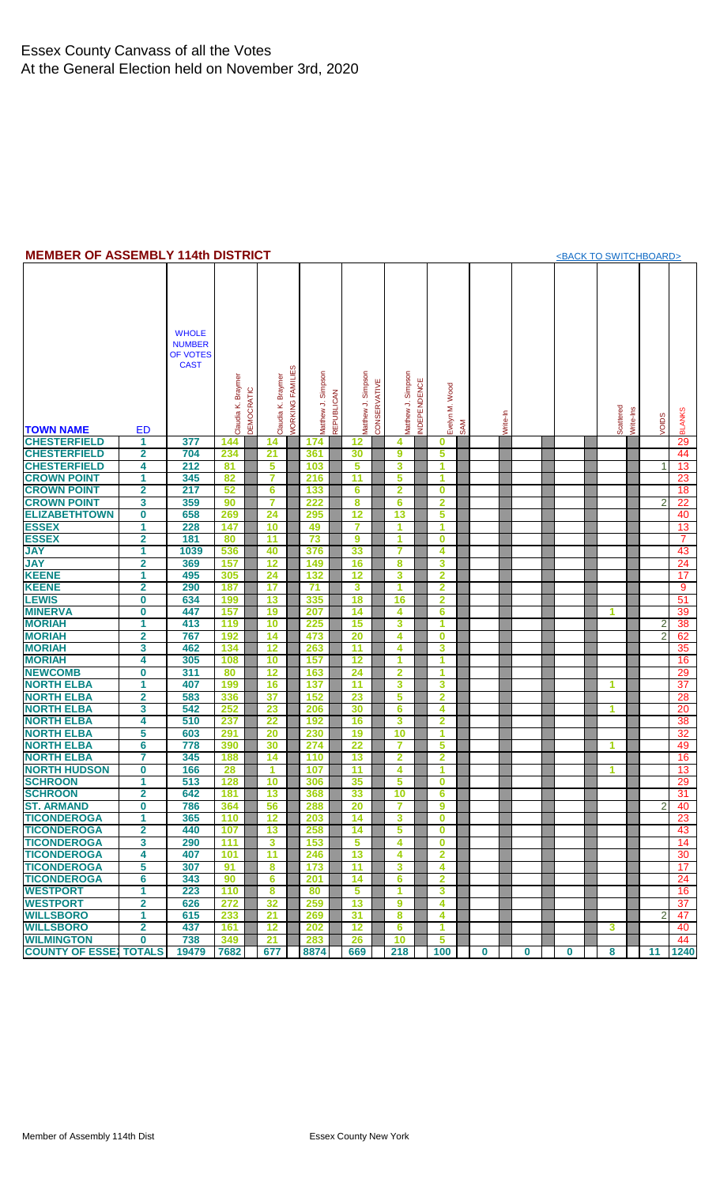Essex County Canvass of all the Votes
At the General Election held on November 3rd, 2020

## MEMBER OF ASSEMBLY 114th DISTRICT

<BACK TO SWITCHBOARD>

| TOWN NAME | ED | WHOLE NUMBER OF VOTES CAST | Claudia K. Braymer DEMOCRATIC | Claudia K. Braymer WORKING FAMILIES | Matthew J. Simpson REPUBLICAN | Matthew J. Simpson CONSERVATIVE | Matthew J. Simpson INDEPENDENCE | Evelyn M. Wood SAM | Write-In | | | Scattered Write-Ins | VOIDS | BLANKS |
|---|---|---|---|---|---|---|---|---|---|---|---|---|---|---|
| CHESTERFIELD | 1 | 377 | 144 | 14 | 174 | 12 | 4 | 0 | | | | | | 29 |
| CHESTERFIELD | 2 | 704 | 234 | 21 | 361 | 30 | 9 | 5 | | | | | | 44 |
| CHESTERFIELD | 4 | 212 | 81 | 5 | 103 | 5 | 3 | 1 | | | | | 1 | 13 |
| CROWN POINT | 1 | 345 | 82 | 7 | 216 | 11 | 5 | 1 | | | | | | 23 |
| CROWN POINT | 2 | 217 | 52 | 6 | 133 | 6 | 2 | 0 | | | | | | 18 |
| CROWN POINT | 3 | 359 | 90 | 7 | 222 | 8 | 6 | 2 | | | | | 2 | 22 |
| ELIZABETHTOWN | 0 | 658 | 269 | 24 | 295 | 12 | 13 | 5 | | | | | | 40 |
| ESSEX | 1 | 228 | 147 | 10 | 49 | 7 | 1 | 1 | | | | | | 13 |
| ESSEX | 2 | 181 | 80 | 11 | 73 | 9 | 1 | 0 | | | | | | 7 |
| JAY | 1 | 1039 | 536 | 40 | 376 | 33 | 7 | 4 | | | | | | 43 |
| JAY | 2 | 369 | 157 | 12 | 149 | 16 | 8 | 3 | | | | | | 24 |
| KEENE | 1 | 495 | 305 | 24 | 132 | 12 | 3 | 2 | | | | | | 17 |
| KEENE | 2 | 290 | 187 | 17 | 71 | 3 | 1 | 2 | | | | | | 9 |
| LEWIS | 0 | 634 | 199 | 13 | 335 | 18 | 16 | 2 | | | | | | 51 |
| MINERVA | 0 | 447 | 157 | 19 | 207 | 14 | 4 | 6 | | | | 1 | | 39 |
| MORIAH | 1 | 413 | 119 | 10 | 225 | 15 | 3 | 1 | | | | | 2 | 38 |
| MORIAH | 2 | 767 | 192 | 14 | 473 | 20 | 4 | 0 | | | | | 2 | 62 |
| MORIAH | 3 | 462 | 134 | 12 | 263 | 11 | 4 | 3 | | | | | | 35 |
| MORIAH | 4 | 305 | 108 | 10 | 157 | 12 | 1 | 1 | | | | | | 16 |
| NEWCOMB | 0 | 311 | 80 | 12 | 163 | 24 | 2 | 1 | | | | | | 29 |
| NORTH ELBA | 1 | 407 | 199 | 16 | 137 | 11 | 3 | 3 | | | | 1 | | 37 |
| NORTH ELBA | 2 | 583 | 336 | 37 | 152 | 23 | 5 | 2 | | | | | | 28 |
| NORTH ELBA | 3 | 542 | 252 | 23 | 206 | 30 | 6 | 4 | | | | 1 | | 20 |
| NORTH ELBA | 4 | 510 | 237 | 22 | 192 | 16 | 3 | 2 | | | | | | 38 |
| NORTH ELBA | 5 | 603 | 291 | 20 | 230 | 19 | 10 | 1 | | | | | | 32 |
| NORTH ELBA | 6 | 778 | 390 | 30 | 274 | 22 | 7 | 5 | | | | 1 | | 49 |
| NORTH ELBA | 7 | 345 | 188 | 14 | 110 | 13 | 2 | 2 | | | | | | 16 |
| NORTH HUDSON | 0 | 166 | 28 | 1 | 107 | 11 | 4 | 1 | | | | 1 | | 13 |
| SCHROON | 1 | 513 | 128 | 10 | 306 | 35 | 5 | 0 | | | | | | 29 |
| SCHROON | 2 | 642 | 181 | 13 | 368 | 33 | 10 | 6 | | | | | | 31 |
| ST. ARMAND | 0 | 786 | 364 | 56 | 288 | 20 | 7 | 9 | | | | | 2 | 40 |
| TICONDEROGA | 1 | 365 | 110 | 12 | 203 | 14 | 3 | 0 | | | | | | 23 |
| TICONDEROGA | 2 | 440 | 107 | 13 | 258 | 14 | 5 | 0 | | | | | | 43 |
| TICONDEROGA | 3 | 290 | 111 | 3 | 153 | 5 | 4 | 0 | | | | | | 14 |
| TICONDEROGA | 4 | 407 | 101 | 11 | 246 | 13 | 4 | 2 | | | | | | 30 |
| TICONDEROGA | 5 | 307 | 91 | 8 | 173 | 11 | 3 | 4 | | | | | | 17 |
| TICONDEROGA | 6 | 343 | 90 | 6 | 201 | 14 | 6 | 2 | | | | | | 24 |
| WESTPORT | 1 | 223 | 110 | 8 | 80 | 5 | 1 | 3 | | | | | | 16 |
| WESTPORT | 2 | 626 | 272 | 32 | 259 | 13 | 9 | 4 | | | | | | 37 |
| WILLSBORO | 1 | 615 | 233 | 21 | 269 | 31 | 8 | 4 | | | | | 2 | 47 |
| WILLSBORO | 2 | 437 | 161 | 12 | 202 | 12 | 6 | 1 | | | | 3 | | 40 |
| WILMINGTON | 0 | 738 | 349 | 21 | 283 | 26 | 10 | 5 | | | | | | 44 |
| COUNTY OF ESSEX TOTALS | | 19479 | 7682 | 677 | 8874 | 669 | 218 | 100 | 0 | 0 | 0 | 8 | 11 | 1240 |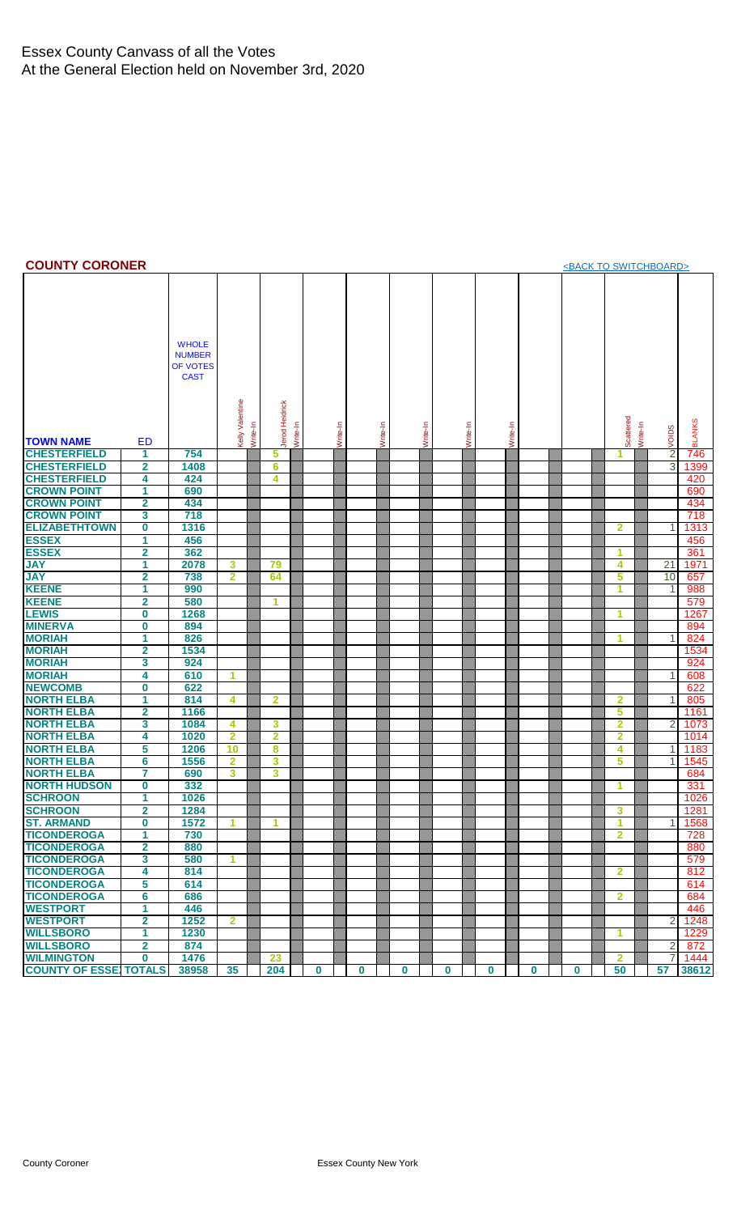Essex County Canvass of all the Votes
At the General Election held on November 3rd, 2020

## COUNTY CORONER

<BACK TO SWITCHBOARD>

| TOWN NAME | ED | WHOLE NUMBER OF VOTES CAST | Kelly Valentine | Write-In | Jerod Heidrick | Write-In | | Write-In | | Write-In | | Write-In | | Write-In | | Write-In | | | | | Scattered | Write-In | VOIDS | BLANKS |
|---|---|---|---|---|---|---|---|---|---|---|---|---|---|---|---|---|---|---|---|---|---|---|---|---|
| CHESTERFIELD | 1 | 754 | | | 5 | | | | | | | | | | | | | | | | 1 | | 2 | 746 |
| CHESTERFIELD | 2 | 1408 | | | 6 | | | | | | | | | | | | | | | | | | 3 | 1399 |
| CHESTERFIELD | 4 | 424 | | | 4 | | | | | | | | | | | | | | | | | | | 420 |
| CROWN POINT | 1 | 690 | | | | | | | | | | | | | | | | | | | | | | 690 |
| CROWN POINT | 2 | 434 | | | | | | | | | | | | | | | | | | | | | | 434 |
| CROWN POINT | 3 | 718 | | | | | | | | | | | | | | | | | | | | | | 718 |
| ELIZABETHTOWN | 0 | 1316 | | | | | | | | | | | | | | | | | | | 2 | | 1 | 1313 |
| ESSEX | 1 | 456 | | | | | | | | | | | | | | | | | | | | | | 456 |
| ESSEX | 2 | 362 | | | | | | | | | | | | | | | | | | | 1 | | | 361 |
| JAY | 1 | 2078 | 3 | | 79 | | | | | | | | | | | | | | | | 4 | | 21 | 1971 |
| JAY | 2 | 738 | 2 | | 64 | | | | | | | | | | | | | | | | 5 | | 10 | 657 |
| KEENE | 1 | 990 | | | | | | | | | | | | | | | | | | | 1 | | 1 | 988 |
| KEENE | 2 | 580 | | | 1 | | | | | | | | | | | | | | | | | | | 579 |
| LEWIS | 0 | 1268 | | | | | | | | | | | | | | | | | | | 1 | | | 1267 |
| MINERVA | 0 | 894 | | | | | | | | | | | | | | | | | | | | | | 894 |
| MORIAH | 1 | 826 | | | | | | | | | | | | | | | | | | | 1 | | 1 | 824 |
| MORIAH | 2 | 1534 | | | | | | | | | | | | | | | | | | | | | | 1534 |
| MORIAH | 3 | 924 | | | | | | | | | | | | | | | | | | | | | | 924 |
| MORIAH | 4 | 610 | 1 | | | | | | | | | | | | | | | | | | | | 1 | 608 |
| NEWCOMB | 0 | 622 | | | | | | | | | | | | | | | | | | | | | | 622 |
| NORTH ELBA | 1 | 814 | 4 | | 2 | | | | | | | | | | | | | | | | 2 | | 1 | 805 |
| NORTH ELBA | 2 | 1166 | | | | | | | | | | | | | | | | | | | 5 | | | 1161 |
| NORTH ELBA | 3 | 1084 | 4 | | 3 | | | | | | | | | | | | | | | | 2 | | 2 | 1073 |
| NORTH ELBA | 4 | 1020 | 2 | | 2 | | | | | | | | | | | | | | | | 2 | | | 1014 |
| NORTH ELBA | 5 | 1206 | 10 | | 8 | | | | | | | | | | | | | | | | 4 | | 1 | 1183 |
| NORTH ELBA | 6 | 1556 | 2 | | 3 | | | | | | | | | | | | | | | | 5 | | 1 | 1545 |
| NORTH ELBA | 7 | 690 | 3 | | 3 | | | | | | | | | | | | | | | | | | | 684 |
| NORTH HUDSON | 0 | 332 | | | | | | | | | | | | | | | | | | | 1 | | | 331 |
| SCHROON | 1 | 1026 | | | | | | | | | | | | | | | | | | | | | | 1026 |
| SCHROON | 2 | 1284 | | | | | | | | | | | | | | | | | | | 3 | | | 1281 |
| ST. ARMAND | 0 | 1572 | 1 | | 1 | | | | | | | | | | | | | | | | 1 | | 1 | 1568 |
| TICONDEROGA | 1 | 730 | | | | | | | | | | | | | | | | | | | 2 | | | 728 |
| TICONDEROGA | 2 | 880 | | | | | | | | | | | | | | | | | | | | | | 880 |
| TICONDEROGA | 3 | 580 | 1 | | | | | | | | | | | | | | | | | | | | | 579 |
| TICONDEROGA | 4 | 814 | | | | | | | | | | | | | | | | | | | 2 | | | 812 |
| TICONDEROGA | 5 | 614 | | | | | | | | | | | | | | | | | | | | | | 614 |
| TICONDEROGA | 6 | 686 | | | | | | | | | | | | | | | | | | | 2 | | | 684 |
| WESTPORT | 1 | 446 | | | | | | | | | | | | | | | | | | | | | | 446 |
| WESTPORT | 2 | 1252 | 2 | | | | | | | | | | | | | | | | | | | | 2 | 1248 |
| WILLSBORO | 1 | 1230 | | | | | | | | | | | | | | | | | | | 1 | | | 1229 |
| WILLSBORO | 2 | 874 | | | | | | | | | | | | | | | | | | | | | 2 | 872 |
| WILMINGTON | 0 | 1476 | | | 23 | | | | | | | | | | | | | | | | 2 | | 7 | 1444 |
| COUNTY OF ESSEX | TOTALS | 38958 | 35 | | 204 | | 0 | | 0 | | 0 | | 0 | | 0 | | 0 | | 0 | | 50 | | 57 | 38612 |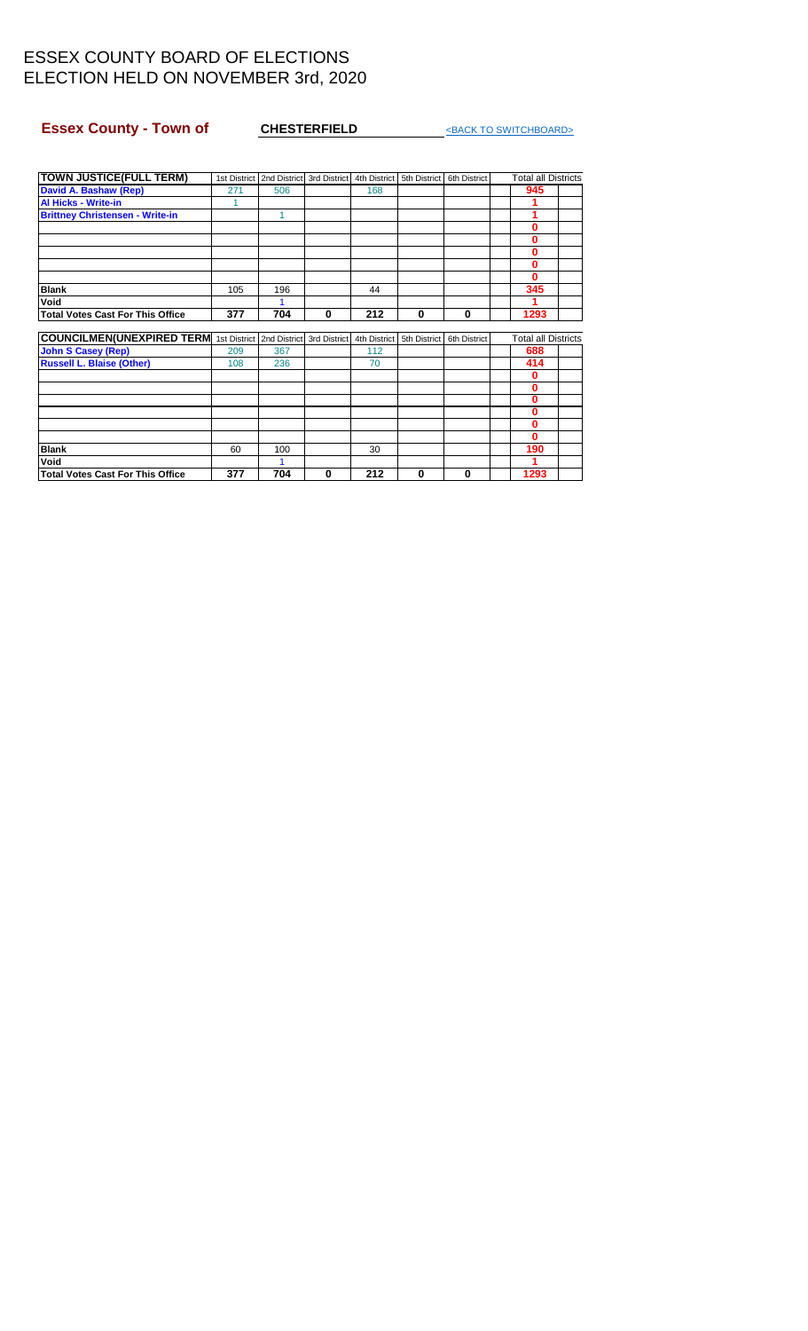# ESSEX COUNTY BOARD OF ELECTIONS
# ELECTION HELD ON NOVEMBER 3rd, 2020

**Essex County - Town of** **CHESTERFIELD** <BACK TO SWITCHBOARD>

| TOWN JUSTICE(FULL TERM) | 1st District | 2nd District | 3rd District | 4th District | 5th District | 6th District | Total all Districts |
|---|---|---|---|---|---|---|---|
| David A. Bashaw (Rep) | 271 | 506 | | 168 | | | 945 |
| Al Hicks - Write-in | 1 | | | | | | 1 |
| Brittney Christensen - Write-in | | 1 | | | | | 1 |
| | | | | | | | 0 |
| | | | | | | | 0 |
| | | | | | | | 0 |
| | | | | | | | 0 |
| | | | | | | | 0 |
| Blank | 105 | 196 | | 44 | | | 345 |
| Void | | 1 | | | | | 1 |
| Total Votes Cast For This Office | 377 | 704 | 0 | 212 | 0 | 0 | 1293 |

| COUNCILMEN(UNEXPIRED TERM | 1st District | 2nd District | 3rd District | 4th District | 5th District | 6th District | Total all Districts |
|---|---|---|---|---|---|---|---|
| John S Casey (Rep) | 209 | 367 | | 112 | | | 688 |
| Russell L. Blaise (Other) | 108 | 236 | | 70 | | | 414 |
| | | | | | | | 0 |
| | | | | | | | 0 |
| | | | | | | | 0 |
| | | | | | | | 0 |
| | | | | | | | 0 |
| | | | | | | | 0 |
| Blank | 60 | 100 | | 30 | | | 190 |
| Void | | 1 | | | | | 1 |
| Total Votes Cast For This Office | 377 | 704 | 0 | 212 | 0 | 0 | 1293 |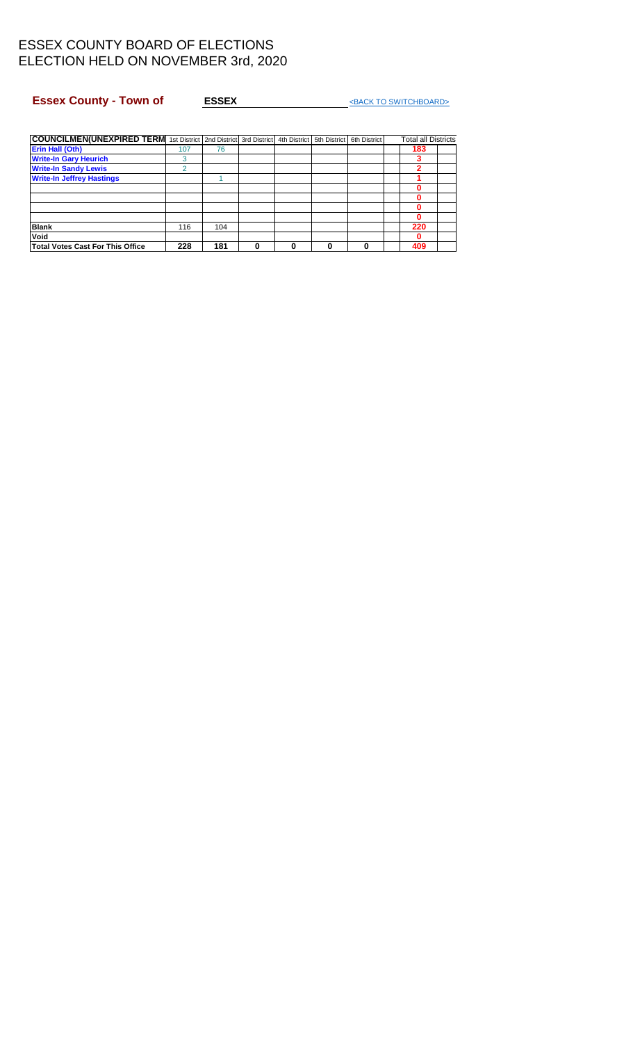# ESSEX COUNTY BOARD OF ELECTIONS
# ELECTION HELD ON NOVEMBER 3rd, 2020

**Essex County - Town of** **ESSEX** <BACK TO SWITCHBOARD>

| COUNCILMEN(UNEXPIRED TERM | 1st District | 2nd District | 3rd District | 4th District | 5th District | 6th District | | Total all Districts | |
|---|---|---|---|---|---|---|---|---|---|
| Erin Hall (Oth) | 107 | 76 | | | | | | 183 | |
| Write-In Gary Heurich | 3 | | | | | | | 3 | |
| Write-In Sandy Lewis | 2 | | | | | | | 2 | |
| Write-In Jeffrey Hastings | | 1 | | | | | | 1 | |
| | | | | | | | | 0 | |
| | | | | | | | | 0 | |
| | | | | | | | | 0 | |
| | | | | | | | | 0 | |
| Blank | 116 | 104 | | | | | | 220 | |
| Void | | | | | | | | 0 | |
| Total Votes Cast For This Office | 228 | 181 | 0 | 0 | 0 | 0 | | 409 | |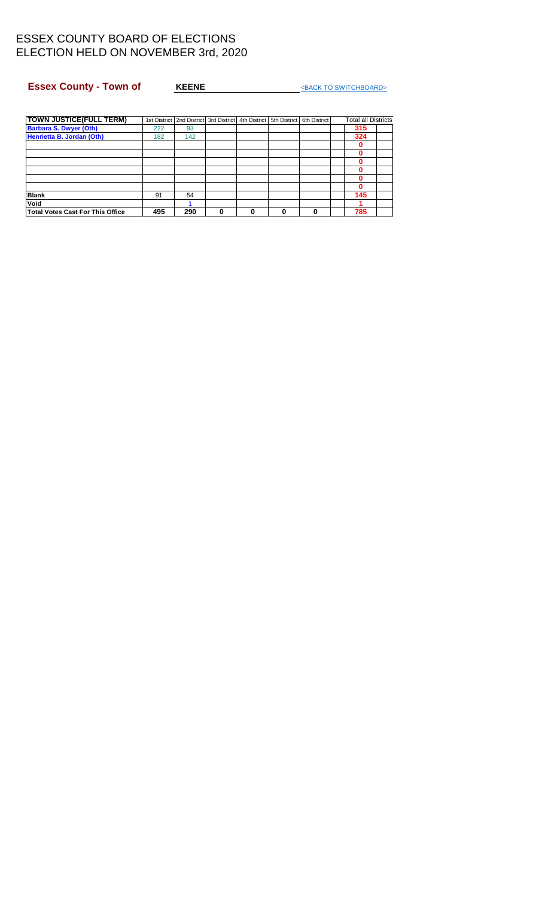# ESSEX COUNTY BOARD OF ELECTIONS
# ELECTION HELD ON NOVEMBER 3rd, 2020

**Essex County - Town of** **KEENE** <BACK TO SWITCHBOARD>

| TOWN JUSTICE(FULL TERM) | 1st District | 2nd District | 3rd District | 4th District | 5th District | 6th District | | Total all Districts | |
|---|---|---|---|---|---|---|---|---|---|
| Barbara S. Dwyer (Oth) | 222 | 93 | | | | | | 315 | |
| Henrietta B. Jordan (Oth) | 182 | 142 | | | | | | 324 | |
| | | | | | | | | 0 | |
| | | | | | | | | 0 | |
| | | | | | | | | 0 | |
| | | | | | | | | 0 | |
| | | | | | | | | 0 | |
| | | | | | | | | 0 | |
| Blank | 91 | 54 | | | | | | 145 | |
| Void | | 1 | | | | | | 1 | |
| Total Votes Cast For This Office | 495 | 290 | 0 | 0 | 0 | 0 | | 785 | |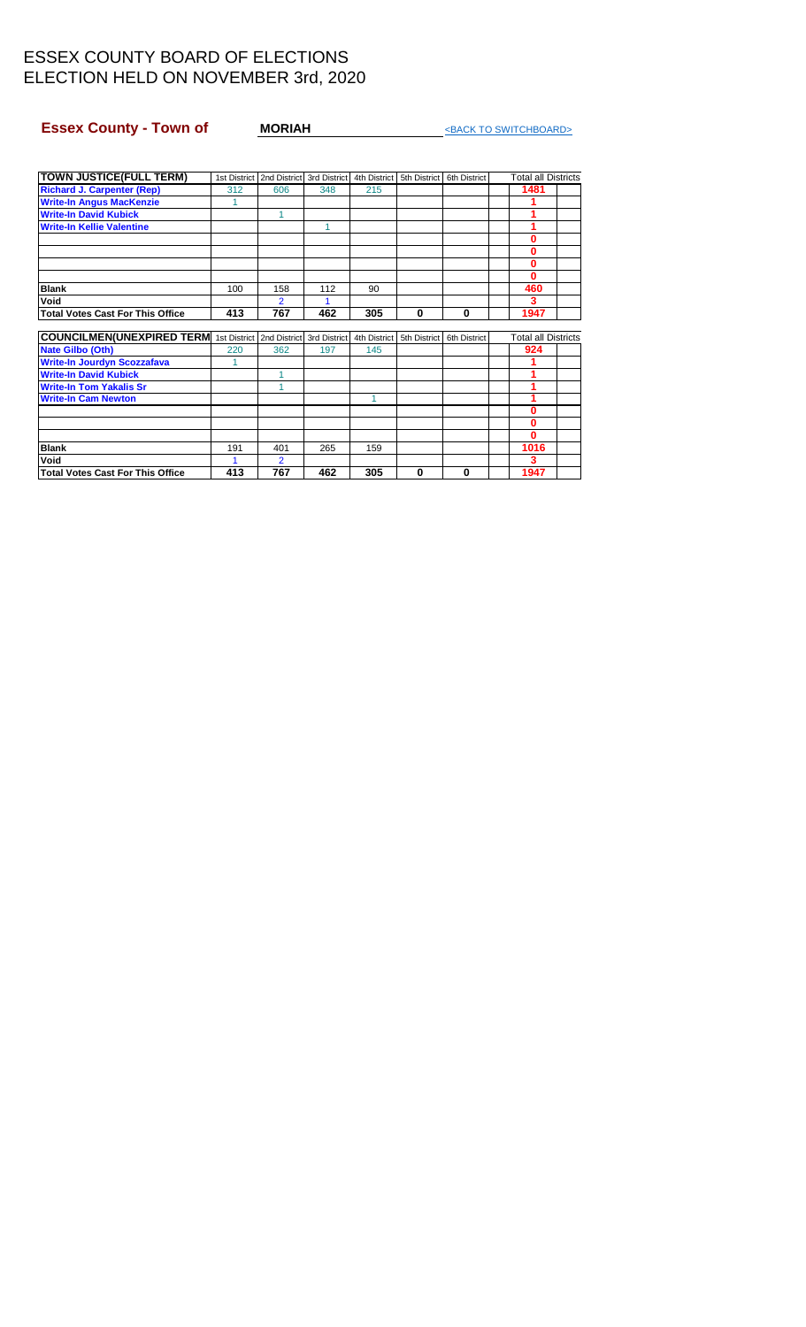# ESSEX COUNTY BOARD OF ELECTIONS
# ELECTION HELD ON NOVEMBER 3rd, 2020

**Essex County - Town of** **MORIAH** <BACK TO SWITCHBOARD>

| TOWN JUSTICE(FULL TERM) | 1st District | 2nd District | 3rd District | 4th District | 5th District | 6th District | Total all Districts |
|---|---|---|---|---|---|---|---|
| Richard J. Carpenter (Rep) | 312 | 606 | 348 | 215 | | | 1481 |
| Write-In Angus MacKenzie | 1 | | | | | | 1 |
| Write-In David Kubick | | 1 | | | | | 1 |
| Write-In Kellie Valentine | | | 1 | | | | 1 |
| | | | | | | | 0 |
| | | | | | | | 0 |
| | | | | | | | 0 |
| | | | | | | | 0 |
| Blank | 100 | 158 | 112 | 90 | | | 460 |
| Void | | 2 | 1 | | | | 3 |
| Total Votes Cast For This Office | 413 | 767 | 462 | 305 | 0 | 0 | 1947 |

| COUNCILMEN(UNEXPIRED TERM | 1st District | 2nd District | 3rd District | 4th District | 5th District | 6th District | Total all Districts |
|---|---|---|---|---|---|---|---|
| Nate Gilbo (Oth) | 220 | 362 | 197 | 145 | | | 924 |
| Write-In Jourdyn Scozzafava | 1 | | | | | | 1 |
| Write-In David Kubick | | 1 | | | | | 1 |
| Write-In Tom Yakalis Sr | | 1 | | | | | 1 |
| Write-In Cam Newton | | | | 1 | | | 1 |
| | | | | | | | 0 |
| | | | | | | | 0 |
| | | | | | | | 0 |
| Blank | 191 | 401 | 265 | 159 | | | 1016 |
| Void | 1 | 2 | | | | | 3 |
| Total Votes Cast For This Office | 413 | 767 | 462 | 305 | 0 | 0 | 1947 |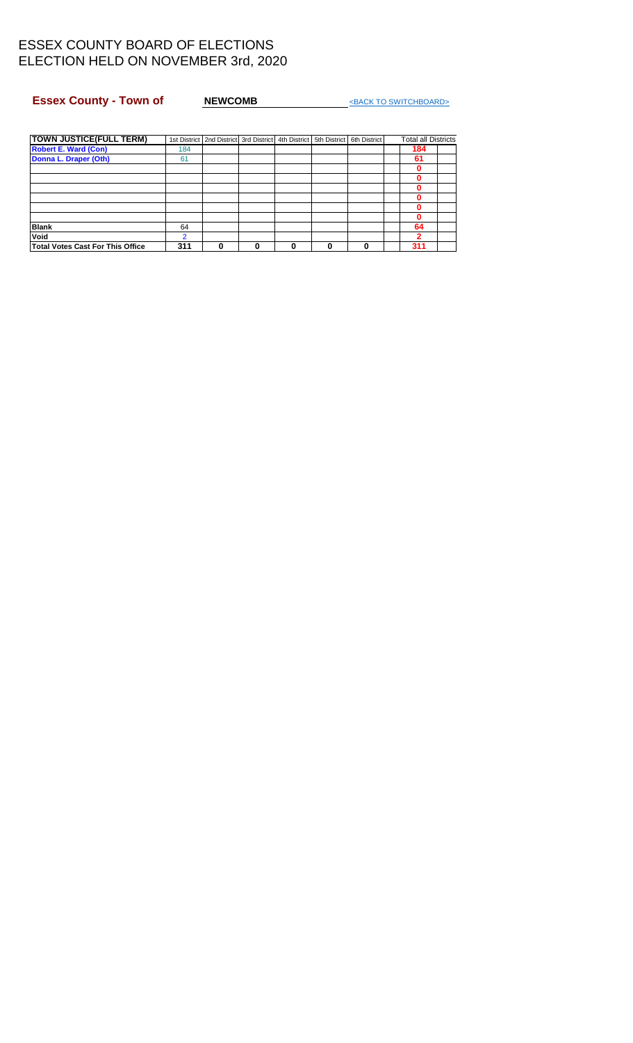# ESSEX COUNTY BOARD OF ELECTIONS
# ELECTION HELD ON NOVEMBER 3rd, 2020

**Essex County - Town of** **NEWCOMB** <BACK TO SWITCHBOARD>

| TOWN JUSTICE(FULL TERM) | 1st District | 2nd District | 3rd District | 4th District | 5th District | 6th District | | Total all Districts | |
|---|---|---|---|---|---|---|---|---|---|
| Robert E. Ward (Con) | 184 | | | | | | | 184 | |
| Donna L. Draper (Oth) | 61 | | | | | | | 61 | |
| | | | | | | | | 0 | |
| | | | | | | | | 0 | |
| | | | | | | | | 0 | |
| | | | | | | | | 0 | |
| | | | | | | | | 0 | |
| | | | | | | | | 0 | |
| Blank | 64 | | | | | | | 64 | |
| Void | 2 | | | | | | | 2 | |
| Total Votes Cast For This Office | 311 | 0 | 0 | 0 | 0 | 0 | | 311 | |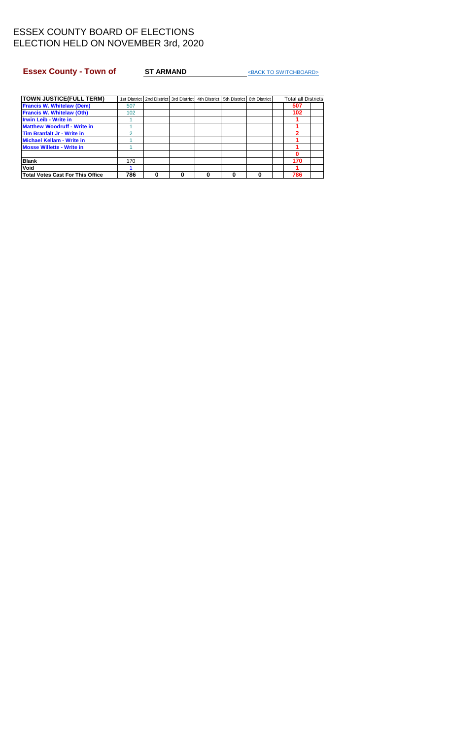# ESSEX COUNTY BOARD OF ELECTIONS
# ELECTION HELD ON NOVEMBER 3rd, 2020

**Essex County - Town of** **ST ARMAND** <BACK TO SWITCHBOARD>

| TOWN JUSTICE(FULL TERM) | 1st District | 2nd District | 3rd District | 4th District | 5th District | 6th District | Total all Districts |
|---|---|---|---|---|---|---|---|
| Francis W. Whitelaw (Dem) | 507 | | | | | | 507 |
| Francis W. Whitelaw (Oth) | 102 | | | | | | 102 |
| Irwin Leib - Write in | 1 | | | | | | 1 |
| Matthew Woodruff - Write in | 1 | | | | | | 1 |
| Tim Branfalt Jr - Write in | 2 | | | | | | 2 |
| Michael Kellam - Write in | 1 | | | | | | 1 |
| Mosse Willette - Write in | 1 | | | | | | 1 |
| | | | | | | | 0 |
| Blank | 170 | | | | | | 170 |
| Void | 1 | | | | | | 1 |
| Total Votes Cast For This Office | 786 | 0 | 0 | 0 | 0 | 0 | 786 |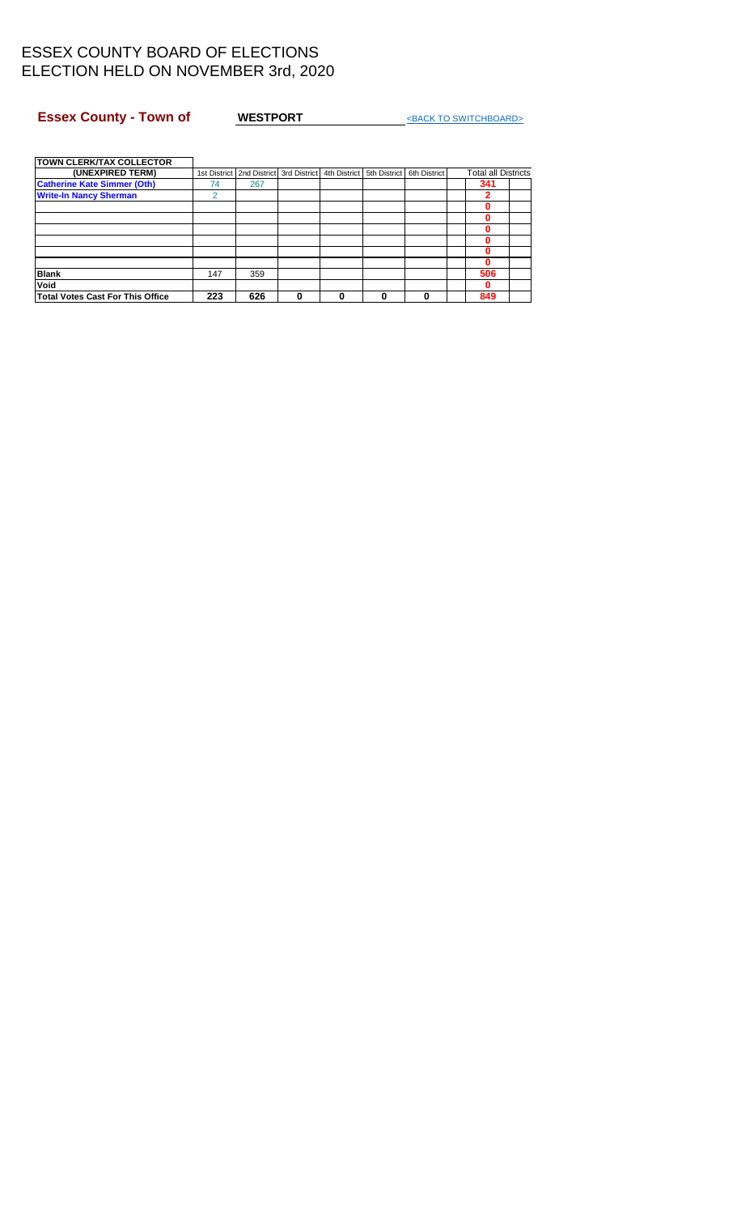# ESSEX COUNTY BOARD OF ELECTIONS
# ELECTION HELD ON NOVEMBER 3rd, 2020

**Essex County - Town of** **WESTPORT** <BACK TO SWITCHBOARD>

| TOWN CLERK/TAX COLLECTOR (UNEXPIRED TERM) | 1st District | 2nd District | 3rd District | 4th District | 5th District | 6th District | | Total all Districts | |
|---|---|---|---|---|---|---|---|---|---|
| Catherine Kate Simmer (Oth) | 74 | 267 | | | | | | 341 | |
| Write-In Nancy Sherman | 2 | | | | | | | 2 | |
| | | | | | | | | 0 | |
| | | | | | | | | 0 | |
| | | | | | | | | 0 | |
| | | | | | | | | 0 | |
| | | | | | | | | 0 | |
| | | | | | | | | 0 | |
| Blank | 147 | 359 | | | | | | 506 | |
| Void | | | | | | | | 0 | |
| Total Votes Cast For This Office | 223 | 626 | 0 | 0 | 0 | 0 | | 849 | |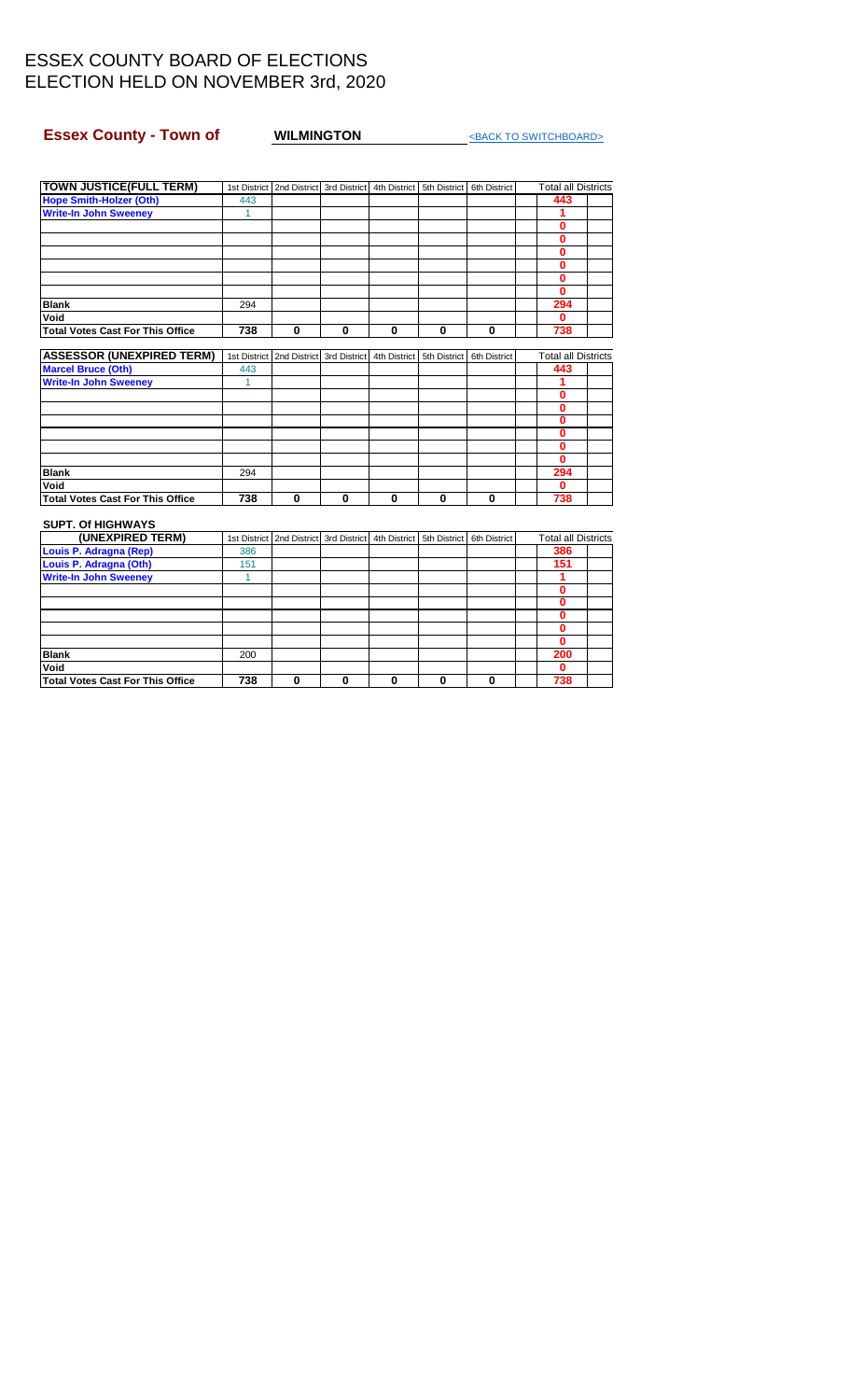# ESSEX COUNTY BOARD OF ELECTIONS
# ELECTION HELD ON NOVEMBER 3rd, 2020

**Essex County - Town of** **WILMINGTON** <BACK TO SWITCHBOARD>

| TOWN JUSTICE(FULL TERM) | 1st District | 2nd District | 3rd District | 4th District | 5th District | 6th District | Total all Districts |
|---|---|---|---|---|---|---|---|
| Hope Smith-Holzer (Oth) | 443 | | | | | | 443 |
| Write-In John Sweeney | 1 | | | | | | 1 |
| | | | | | | | 0 |
| | | | | | | | 0 |
| | | | | | | | 0 |
| | | | | | | | 0 |
| | | | | | | | 0 |
| | | | | | | | 0 |
| Blank | 294 | | | | | | 294 |
| Void | | | | | | | 0 |
| Total Votes Cast For This Office | 738 | 0 | 0 | 0 | 0 | 0 | 738 |

| ASSESSOR (UNEXPIRED TERM) | 1st District | 2nd District | 3rd District | 4th District | 5th District | 6th District | Total all Districts |
|---|---|---|---|---|---|---|---|
| Marcel Bruce (Oth) | 443 | | | | | | 443 |
| Write-In John Sweeney | 1 | | | | | | 1 |
| | | | | | | | 0 |
| | | | | | | | 0 |
| | | | | | | | 0 |
| | | | | | | | 0 |
| | | | | | | | 0 |
| | | | | | | | 0 |
| Blank | 294 | | | | | | 294 |
| Void | | | | | | | 0 |
| Total Votes Cast For This Office | 738 | 0 | 0 | 0 | 0 | 0 | 738 |

| SUPT. Of HIGHWAYS (UNEXPIRED TERM) | 1st District | 2nd District | 3rd District | 4th District | 5th District | 6th District | Total all Districts |
|---|---|---|---|---|---|---|---|
| Louis P. Adragna (Rep) | 386 | | | | | | 386 |
| Louis P. Adragna (Oth) | 151 | | | | | | 151 |
| Write-In John Sweeney | 1 | | | | | | 1 |
| | | | | | | | 0 |
| | | | | | | | 0 |
| | | | | | | | 0 |
| | | | | | | | 0 |
| | | | | | | | 0 |
| Blank | 200 | | | | | | 200 |
| Void | | | | | | | 0 |
| Total Votes Cast For This Office | 738 | 0 | 0 | 0 | 0 | 0 | 738 |